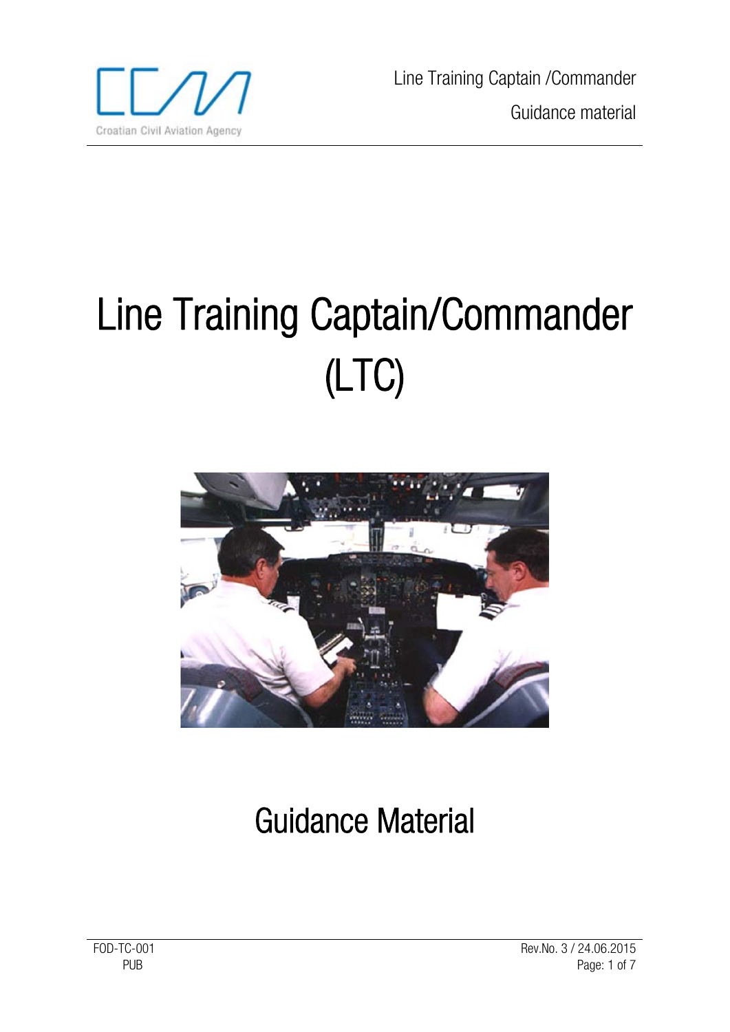# Line Training Captain/Commander (LTC)

## Guidance Material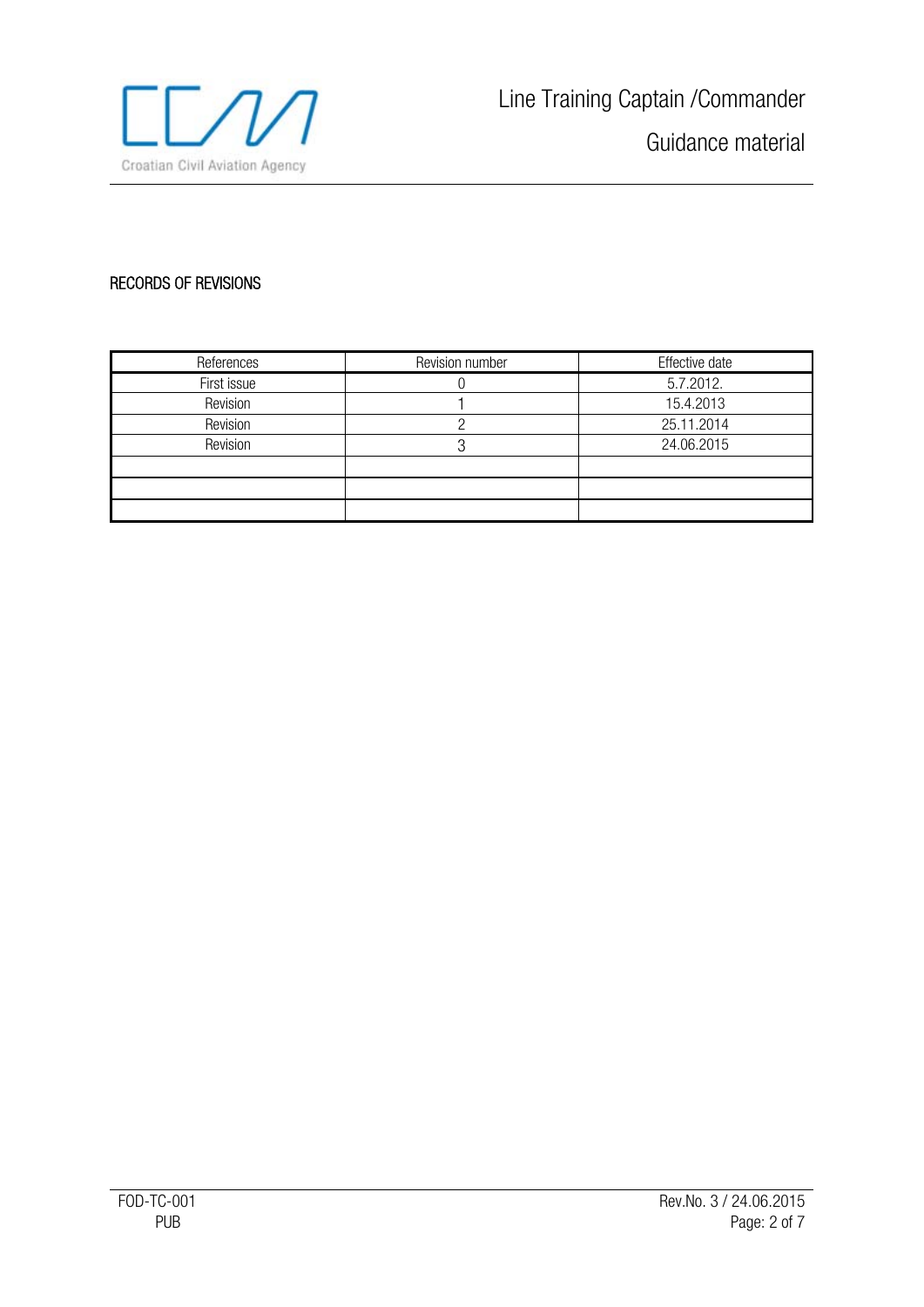## RECORDS OF REVISIONS

| References | Revision number | Effective date |
|---|---|---|
| First issue | 0 | 5.7.2012. |
| Revision | 1 | 15.4.2013 |
| Revision | 2 | 25.11.2014 |
| Revision | 3 | 24.06.2015 |
| | | |
| | | |
| | | |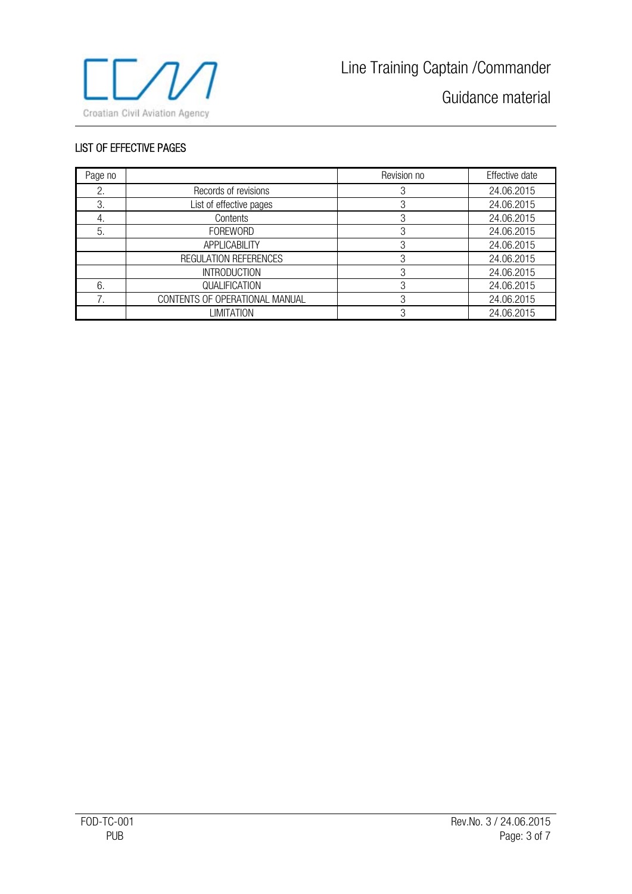## LIST OF EFFECTIVE PAGES

| Page no | | Revision no | Effective date |
|---|---|---|---|
| 2. | Records of revisions | 3 | 24.06.2015 |
| 3. | List of effective pages | 3 | 24.06.2015 |
| 4. | Contents | 3 | 24.06.2015 |
| 5. | FOREWORD | 3 | 24.06.2015 |
| | APPLICABILITY | 3 | 24.06.2015 |
| | REGULATION REFERENCES | 3 | 24.06.2015 |
| | INTRODUCTION | 3 | 24.06.2015 |
| 6. | QUALIFICATION | 3 | 24.06.2015 |
| 7. | CONTENTS OF OPERATIONAL MANUAL | 3 | 24.06.2015 |
| | LIMITATION | 3 | 24.06.2015 |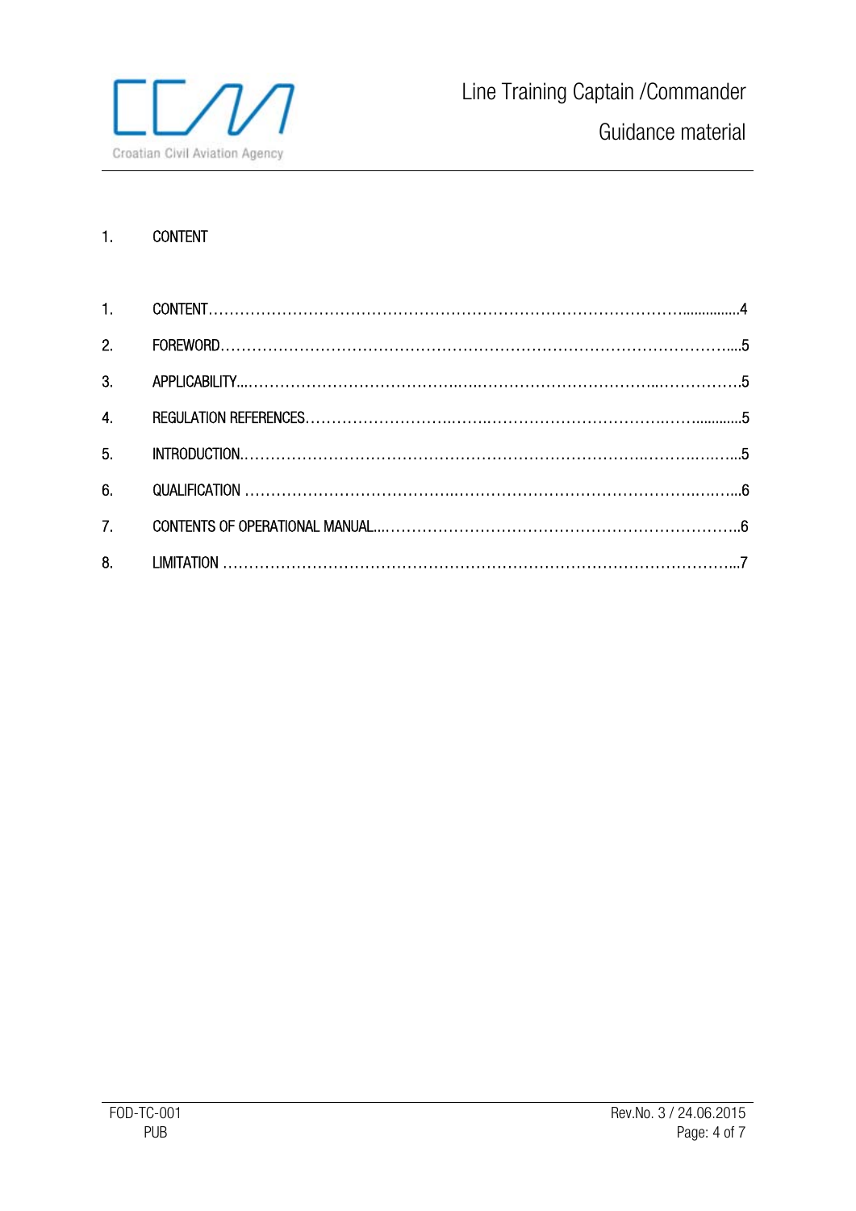# 1. CONTENT

| | | |
|---|---|---|
| 1. | CONTENT | 4 |
| 2. | FOREWORD | 5 |
| 3. | APPLICABILITY | 5 |
| 4. | REGULATION REFERENCES | 5 |
| 5. | INTRODUCTION | 5 |
| 6. | QUALIFICATION | 6 |
| 7. | CONTENTS OF OPERATIONAL MANUAL | 6 |
| 8. | LIMITATION | 7 |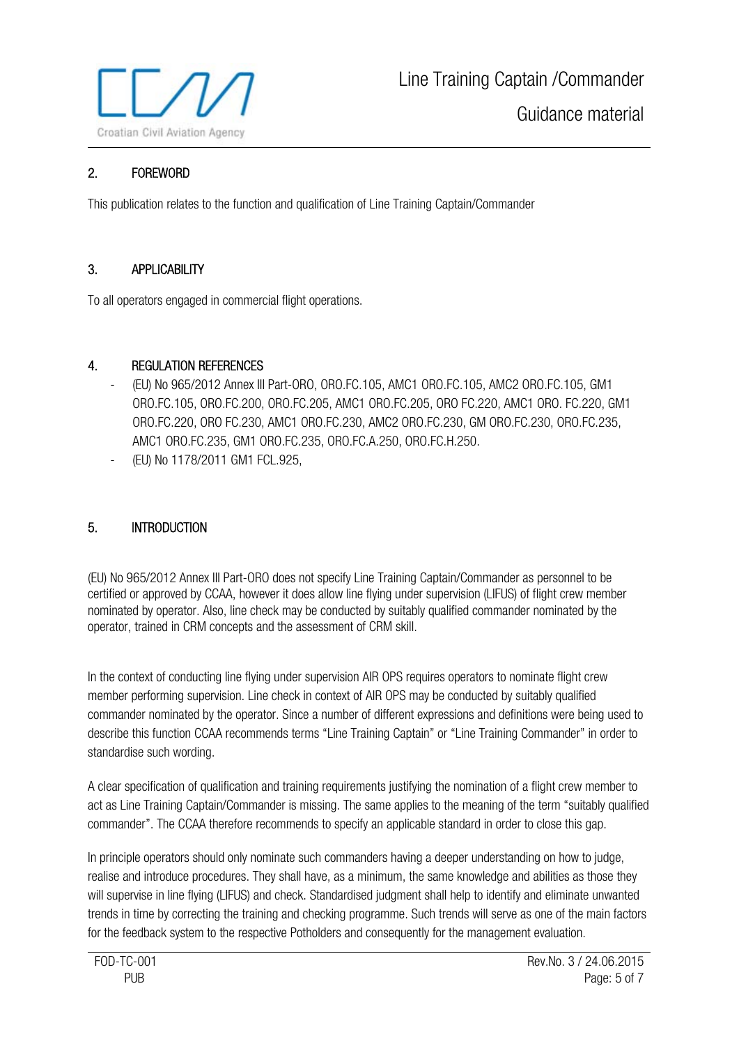## 2. FOREWORD

This publication relates to the function and qualification of Line Training Captain/Commander

## 3. APPLICABILITY

To all operators engaged in commercial flight operations.

## 4. REGULATION REFERENCES

- (EU) No 965/2012 Annex III Part-ORO, ORO.FC.105, AMC1 ORO.FC.105, AMC2 ORO.FC.105, GM1 ORO.FC.105, ORO.FC.200, ORO.FC.205, AMC1 ORO.FC.205, ORO FC.220, AMC1 ORO. FC.220, GM1 ORO.FC.220, ORO FC.230, AMC1 ORO.FC.230, AMC2 ORO.FC.230, GM ORO.FC.230, ORO.FC.235, AMC1 ORO.FC.235, GM1 ORO.FC.235, ORO.FC.A.250, ORO.FC.H.250.
- (EU) No 1178/2011 GM1 FCL.925,

## 5. INTRODUCTION

(EU) No 965/2012 Annex III Part-ORO does not specify Line Training Captain/Commander as personnel to be certified or approved by CCAA, however it does allow line flying under supervision (LIFUS) of flight crew member nominated by operator. Also, line check may be conducted by suitably qualified commander nominated by the operator, trained in CRM concepts and the assessment of CRM skill.

In the context of conducting line flying under supervision AIR OPS requires operators to nominate flight crew member performing supervision. Line check in context of AIR OPS may be conducted by suitably qualified commander nominated by the operator. Since a number of different expressions and definitions were being used to describe this function CCAA recommends terms "Line Training Captain" or "Line Training Commander" in order to standardise such wording.

A clear specification of qualification and training requirements justifying the nomination of a flight crew member to act as Line Training Captain/Commander is missing. The same applies to the meaning of the term "suitably qualified commander". The CCAA therefore recommends to specify an applicable standard in order to close this gap.

In principle operators should only nominate such commanders having a deeper understanding on how to judge, realise and introduce procedures. They shall have, as a minimum, the same knowledge and abilities as those they will supervise in line flying (LIFUS) and check. Standardised judgment shall help to identify and eliminate unwanted trends in time by correcting the training and checking programme. Such trends will serve as one of the main factors for the feedback system to the respective Potholders and consequently for the management evaluation.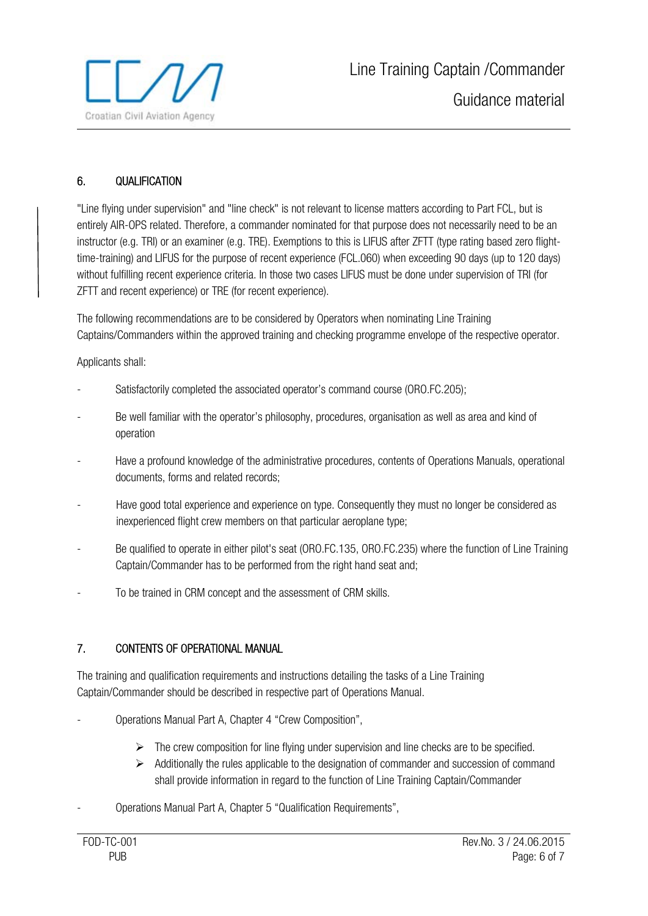## 6. QUALIFICATION

"Line flying under supervision" and "line check" is not relevant to license matters according to Part FCL, but is entirely AIR-OPS related. Therefore, a commander nominated for that purpose does not necessarily need to be an instructor (e.g. TRI) or an examiner (e.g. TRE). Exemptions to this is LIFUS after ZFTT (type rating based zero flight-time-training) and LIFUS for the purpose of recent experience (FCL.060) when exceeding 90 days (up to 120 days) without fulfilling recent experience criteria. In those two cases LIFUS must be done under supervision of TRI (for ZFTT and recent experience) or TRE (for recent experience).

The following recommendations are to be considered by Operators when nominating Line Training Captains/Commanders within the approved training and checking programme envelope of the respective operator.

Applicants shall:

- Satisfactorily completed the associated operator's command course (ORO.FC.205);
- Be well familiar with the operator's philosophy, procedures, organisation as well as area and kind of operation
- Have a profound knowledge of the administrative procedures, contents of Operations Manuals, operational documents, forms and related records;
- Have good total experience and experience on type. Consequently they must no longer be considered as inexperienced flight crew members on that particular aeroplane type;
- Be qualified to operate in either pilot's seat (ORO.FC.135, ORO.FC.235) where the function of Line Training Captain/Commander has to be performed from the right hand seat and;
- To be trained in CRM concept and the assessment of CRM skills.

## 7. CONTENTS OF OPERATIONAL MANUAL

The training and qualification requirements and instructions detailing the tasks of a Line Training Captain/Commander should be described in respective part of Operations Manual.

- Operations Manual Part A, Chapter 4 "Crew Composition",
  - The crew composition for line flying under supervision and line checks are to be specified.
  - Additionally the rules applicable to the designation of commander and succession of command shall provide information in regard to the function of Line Training Captain/Commander
- Operations Manual Part A, Chapter 5 "Qualification Requirements",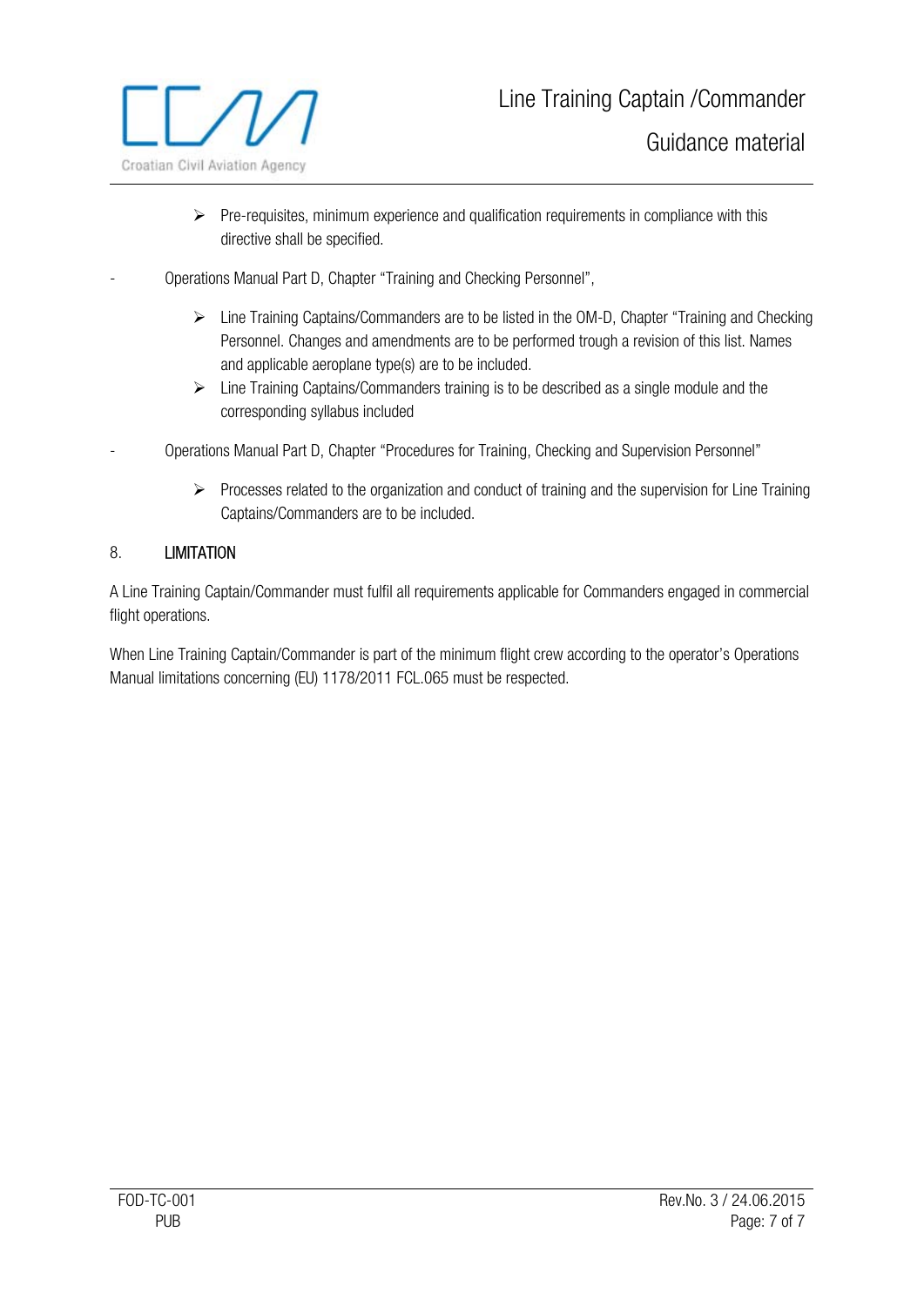- Pre-requisites, minimum experience and qualification requirements in compliance with this directive shall be specified.

- Operations Manual Part D, Chapter "Training and Checking Personnel",

  - Line Training Captains/Commanders are to be listed in the OM-D, Chapter "Training and Checking Personnel. Changes and amendments are to be performed trough a revision of this list. Names and applicable aeroplane type(s) are to be included.
  - Line Training Captains/Commanders training is to be described as a single module and the corresponding syllabus included

- Operations Manual Part D, Chapter "Procedures for Training, Checking and Supervision Personnel"

  - Processes related to the organization and conduct of training and the supervision for Line Training Captains/Commanders are to be included.

## 8. LIMITATION

A Line Training Captain/Commander must fulfil all requirements applicable for Commanders engaged in commercial flight operations.

When Line Training Captain/Commander is part of the minimum flight crew according to the operator's Operations Manual limitations concerning (EU) 1178/2011 FCL.065 must be respected.